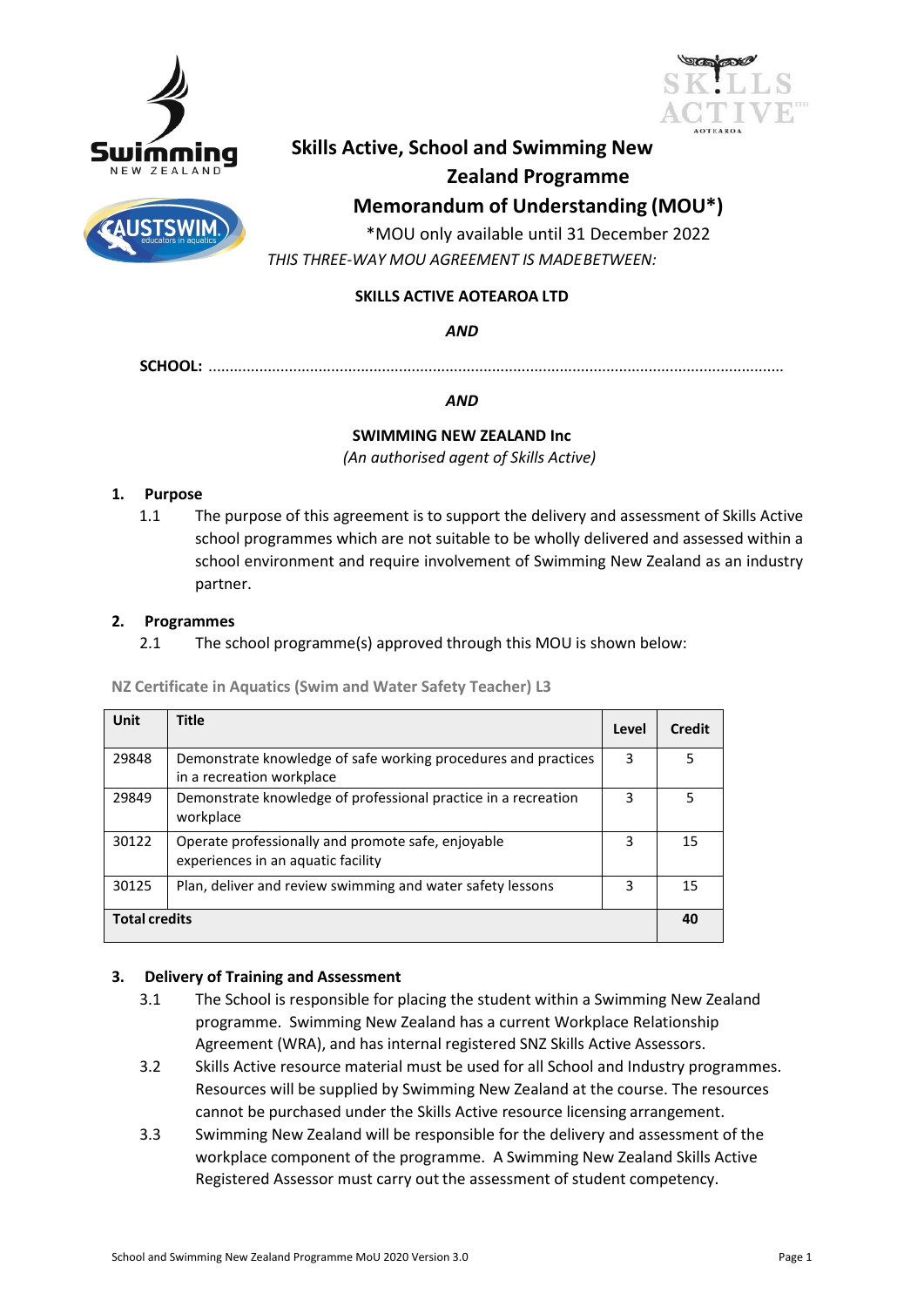# Skills Active, School and Swimming New Zealand Programme Memorandum of Understanding (MOU*)

*MOU only available until 31 December 2022

*THIS THREE-WAY MOU AGREEMENT IS MADE BETWEEN:*

**SKILLS ACTIVE AOTEAROA LTD**

***AND***

**SCHOOL:** ........................................................................................................................................

***AND***

**SWIMMING NEW ZEALAND Inc**

*(An authorised agent of Skills Active)*

## 1. Purpose

1.1 The purpose of this agreement is to support the delivery and assessment of Skills Active school programmes which are not suitable to be wholly delivered and assessed within a school environment and require involvement of Swimming New Zealand as an industry partner.

## 2. Programmes

2.1 The school programme(s) approved through this MOU is shown below:

**NZ Certificate in Aquatics (Swim and Water Safety Teacher) L3**

| Unit | Title | Level | Credit |
|---|---|---|---|
| 29848 | Demonstrate knowledge of safe working procedures and practices in a recreation workplace | 3 | 5 |
| 29849 | Demonstrate knowledge of professional practice in a recreation workplace | 3 | 5 |
| 30122 | Operate professionally and promote safe, enjoyable experiences in an aquatic facility | 3 | 15 |
| 30125 | Plan, deliver and review swimming and water safety lessons | 3 | 15 |
| **Total credits** | | | **40** |

## 3. Delivery of Training and Assessment

3.1 The School is responsible for placing the student within a Swimming New Zealand programme. Swimming New Zealand has a current Workplace Relationship Agreement (WRA), and has internal registered SNZ Skills Active Assessors.

3.2 Skills Active resource material must be used for all School and Industry programmes. Resources will be supplied by Swimming New Zealand at the course. The resources cannot be purchased under the Skills Active resource licensing arrangement.

3.3 Swimming New Zealand will be responsible for the delivery and assessment of the workplace component of the programme. A Swimming New Zealand Skills Active Registered Assessor must carry out the assessment of student competency.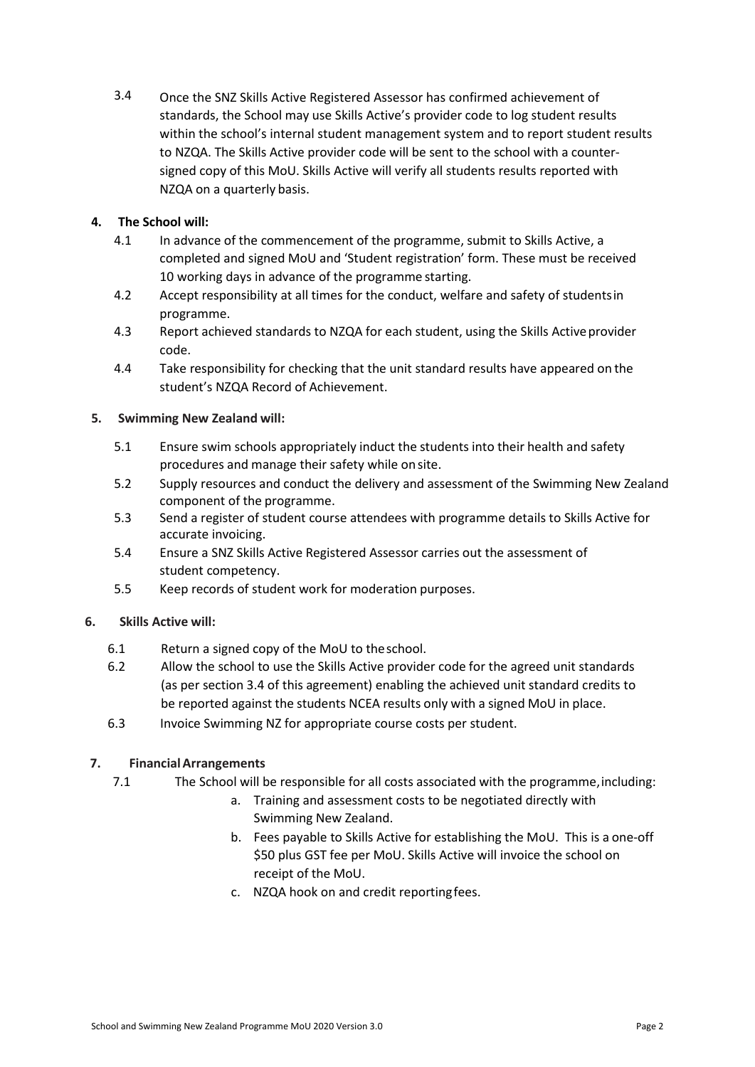3.4 Once the SNZ Skills Active Registered Assessor has confirmed achievement of standards, the School may use Skills Active's provider code to log student results within the school's internal student management system and to report student results to NZQA. The Skills Active provider code will be sent to the school with a counter-signed copy of this MoU. Skills Active will verify all students results reported with NZQA on a quarterly basis.

**4. The School will:**

4.1 In advance of the commencement of the programme, submit to Skills Active, a completed and signed MoU and 'Student registration' form. These must be received 10 working days in advance of the programme starting.

4.2 Accept responsibility at all times for the conduct, welfare and safety of students in programme.

4.3 Report achieved standards to NZQA for each student, using the Skills Active provider code.

4.4 Take responsibility for checking that the unit standard results have appeared on the student's NZQA Record of Achievement.

**5. Swimming New Zealand will:**

5.1 Ensure swim schools appropriately induct the students into their health and safety procedures and manage their safety while on site.

5.2 Supply resources and conduct the delivery and assessment of the Swimming New Zealand component of the programme.

5.3 Send a register of student course attendees with programme details to Skills Active for accurate invoicing.

5.4 Ensure a SNZ Skills Active Registered Assessor carries out the assessment of student competency.

5.5 Keep records of student work for moderation purposes.

**6. Skills Active will:**

6.1 Return a signed copy of the MoU to the school.

6.2 Allow the school to use the Skills Active provider code for the agreed unit standards (as per section 3.4 of this agreement) enabling the achieved unit standard credits to be reported against the students NCEA results only with a signed MoU in place.

6.3 Invoice Swimming NZ for appropriate course costs per student.

**7. Financial Arrangements**

7.1 The School will be responsible for all costs associated with the programme, including:

a. Training and assessment costs to be negotiated directly with Swimming New Zealand.

b. Fees payable to Skills Active for establishing the MoU. This is a one-off $50 plus GST fee per MoU. Skills Active will invoice the school on receipt of the MoU.

c. NZQA hook on and credit reporting fees.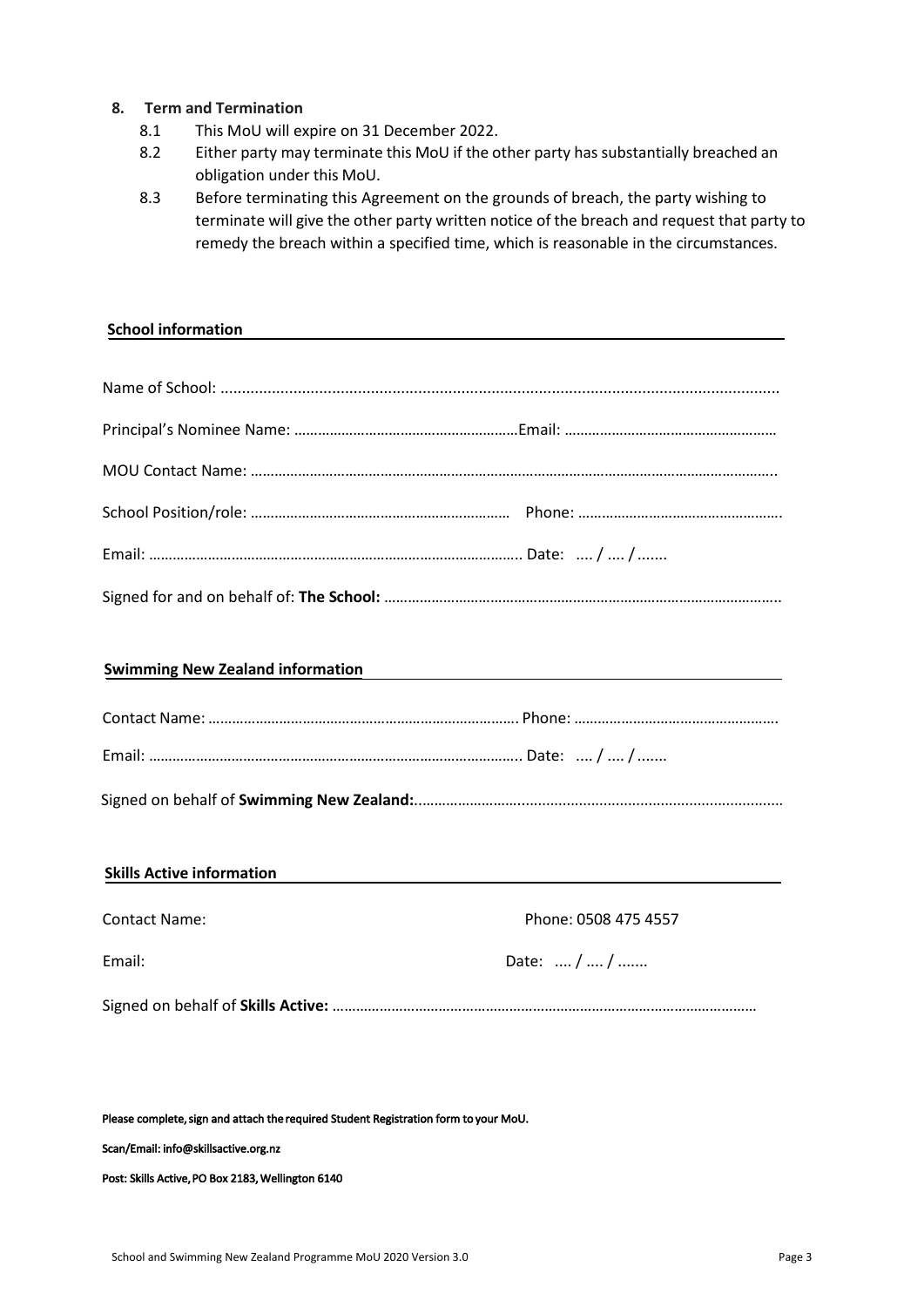**8. Term and Termination**

8.1 This MoU will expire on 31 December 2022.

8.2 Either party may terminate this MoU if the other party has substantially breached an obligation under this MoU.

8.3 Before terminating this Agreement on the grounds of breach, the party wishing to terminate will give the other party written notice of the breach and request that party to remedy the breach within a specified time, which is reasonable in the circumstances.

**School information**

Name of School: ...............................................................................................................................

Principal's Nominee Name: …………………………………………………Email: ………………………………………………

MOU Contact Name: ………………………………………………………………………………………………………………..

School Position/role: ………………………………………………………… Phone: …………………………………………….

Email: ………………………………………………………………………………….. Date: .... / .... / .......

Signed for and on behalf of: **The School:** ………………………………………………………………………………………..

**Swimming New Zealand information**

Contact Name: …………………………………………………………………… Phone: …………………………………………….

Email: ………………………………………………………………………………….. Date: .... / .... / .......

Signed on behalf of **Swimming New Zealand:**..........................................................................................

**Skills Active information**

Contact Name: Phone: 0508 475 4557

Email: Date: .... / .... / .......

Signed on behalf of **Skills Active:** ………………………………………………………………………………………………

**Please complete, sign and attach the required Student Registration form to your MoU.**

**Scan/Email: info@skillsactive.org.nz**

**Post: Skills Active, PO Box 2183, Wellington 6140**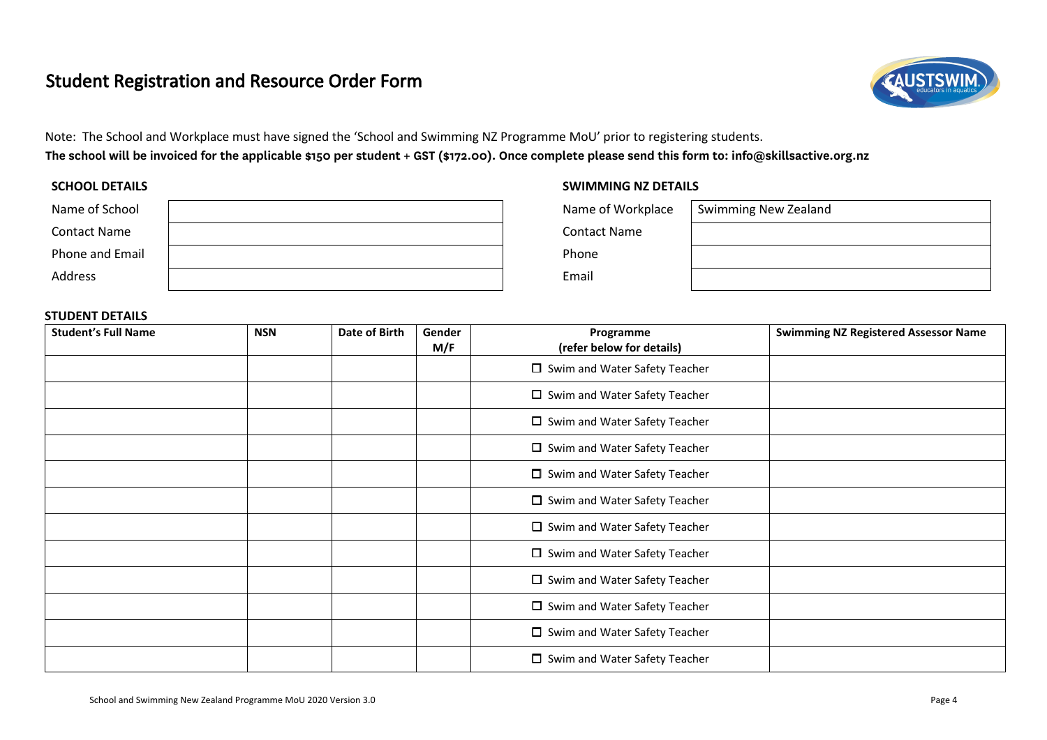# Student Registration and Resource Order Form

Note: The School and Workplace must have signed the 'School and Swimming NZ Programme MoU' prior to registering students.

**The school will be invoiced for the applicable $150 per student + GST ($172.00). Once complete please send this form to: info@skillsactive.org.nz**

**SCHOOL DETAILS**

| | |
|---|---|
| Name of School | |
| Contact Name | |
| Phone and Email | |
| Address | |

**SWIMMING NZ DETAILS**

| | |
|---|---|
| Name of Workplace | Swimming New Zealand |
| Contact Name | |
| Phone | |
| Email | |

**STUDENT DETAILS**

| Student's Full Name | NSN | Date of Birth | Gender M/F | Programme (refer below for details) | Swimming NZ Registered Assessor Name |
|---|---|---|---|---|---|
| | | | | ☐ Swim and Water Safety Teacher | |
| | | | | ☐ Swim and Water Safety Teacher | |
| | | | | ☐ Swim and Water Safety Teacher | |
| | | | | ☐ Swim and Water Safety Teacher | |
| | | | | ☐ Swim and Water Safety Teacher | |
| | | | | ☐ Swim and Water Safety Teacher | |
| | | | | ☐ Swim and Water Safety Teacher | |
| | | | | ☐ Swim and Water Safety Teacher | |
| | | | | ☐ Swim and Water Safety Teacher | |
| | | | | ☐ Swim and Water Safety Teacher | |
| | | | | ☐ Swim and Water Safety Teacher | |
| | | | | ☐ Swim and Water Safety Teacher | |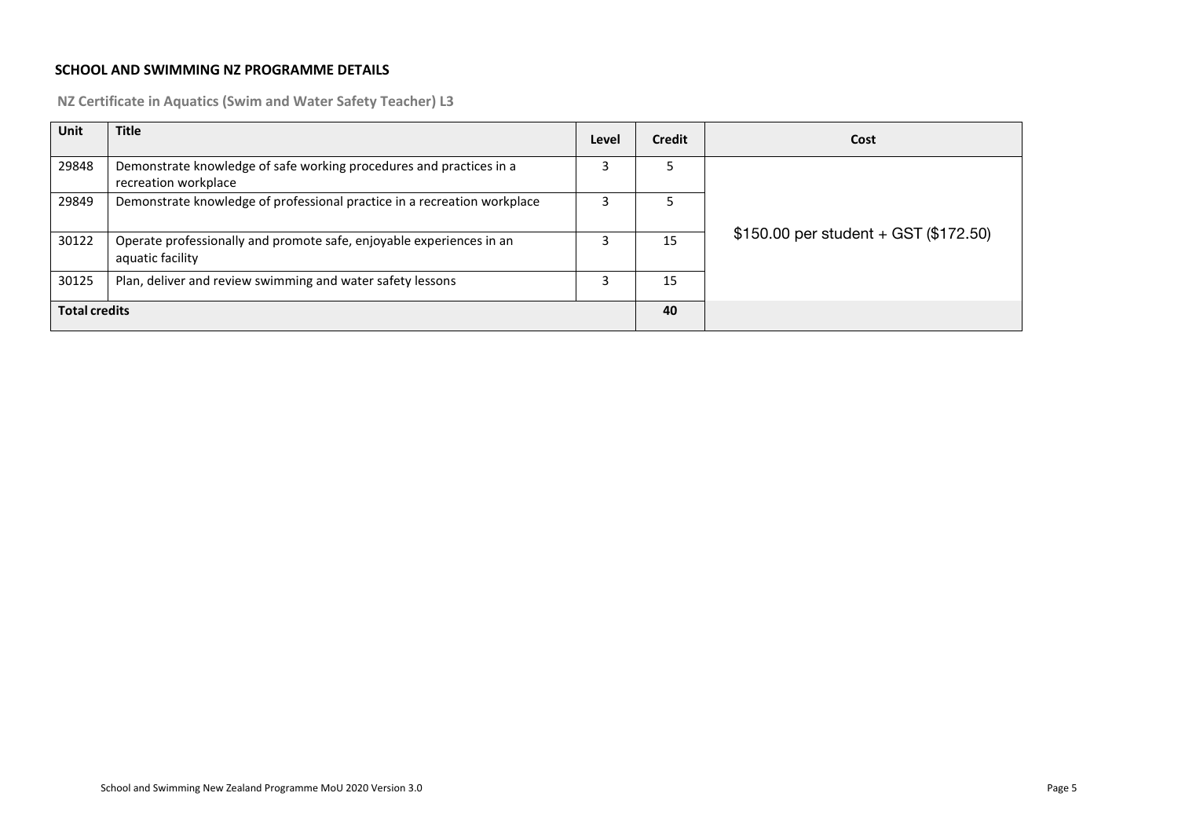**SCHOOL AND SWIMMING NZ PROGRAMME DETAILS**

**NZ Certificate in Aquatics (Swim and Water Safety Teacher) L3**

| Unit | Title | Level | Credit | Cost |
|---|---|---|---|---|
| 29848 | Demonstrate knowledge of safe working procedures and practices in a recreation workplace | 3 | 5 | $150.00 per student + GST ($172.50) |
| 29849 | Demonstrate knowledge of professional practice in a recreation workplace | 3 | 5 | |
| 30122 | Operate professionally and promote safe, enjoyable experiences in an aquatic facility | 3 | 15 | |
| 30125 | Plan, deliver and review swimming and water safety lessons | 3 | 15 | |
| **Total credits** | | | **40** | |